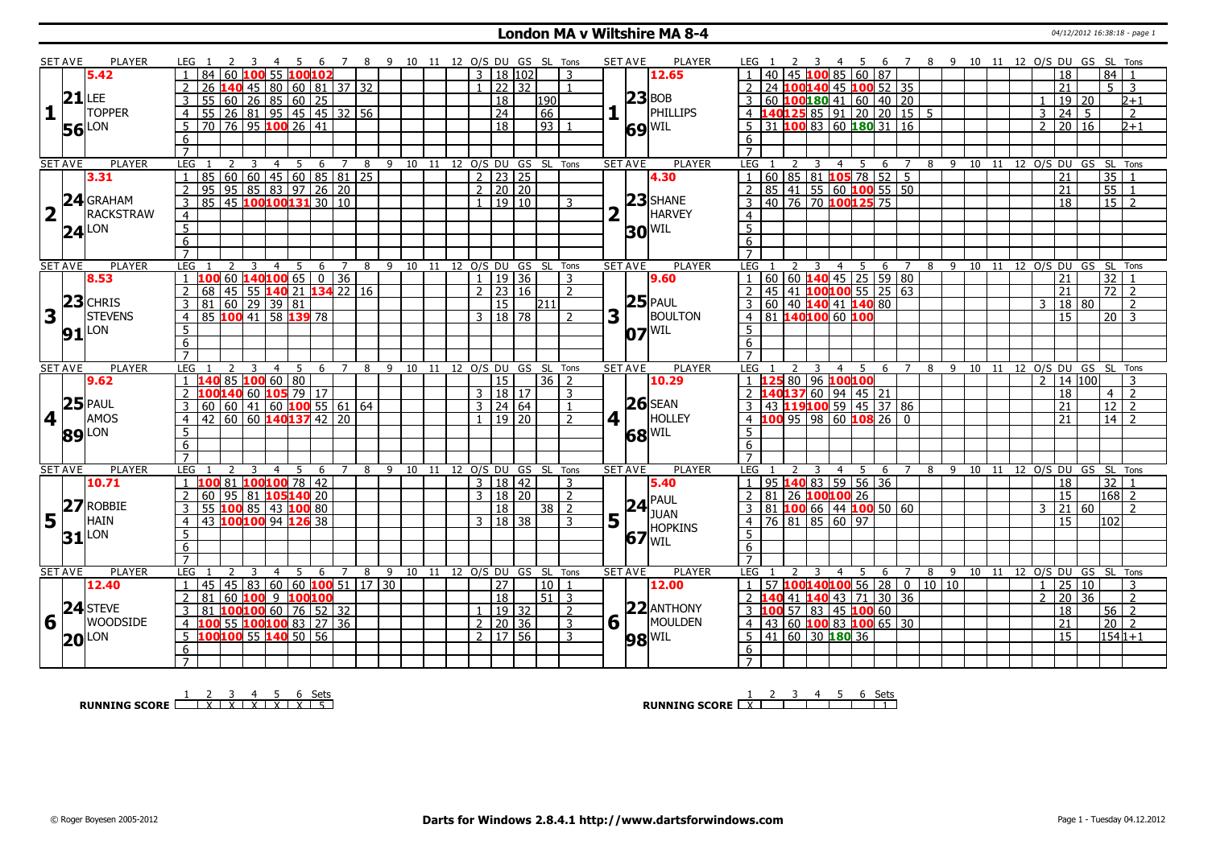# London MA v Wiltshire MA 8-4

04/12/2012 16:38:18 - page 1

## Set 1

| SET AVE | PLAYER | LEG | 1 | 2 | 3 | 4 | 5 | 6 | 7 | 8 | 9 | 10 | 11 | 12 | O/S | DU | GS | SL | Tons |
|---|---|---|---|---|---|---|---|---|---|---|---|---|---|---|---|---|---|---|---|
| 5.42 | LEE TOPPER | 1 | 84 | 60 | 100 | 55 | 100 | 102 | | | | | | | 3 | 18 | 102 | | 3 |
| 21.56 | LON | 2 | 26 | 140 | 45 | 80 | 60 | 81 | 37 | 32 | | | | | 1 | 22 | 32 | | 1 |
| | | 3 | 55 | 60 | 26 | 85 | 60 | 25 | | | | | | | | 18 | | 190 | |
| | | 4 | 55 | 26 | 81 | 95 | 45 | 45 | 32 | 56 | | | | | | 24 | | 66 | |
| | | 5 | 70 | 76 | 95 | 100 | 26 | 41 | | | | | | | | 18 | | 93 | 1 |

| SET AVE | PLAYER | LEG | 1 | 2 | 3 | 4 | 5 | 6 | 7 | 8 | 9 | 10 | 11 | 12 | O/S | DU | GS | SL | Tons |
|---|---|---|---|---|---|---|---|---|---|---|---|---|---|---|---|---|---|---|---|
| 12.65 | BOB PHILLIPS | 1 | 40 | 45 | 100 | 85 | 60 | 87 | | | | | | | | 18 | | 84 | 1 |
| 23.69 | WIL | 2 | 24 | 100 | 140 | 45 | 100 | 52 | 35 | | | | | | | 21 | | 5 | 3 |
| | | 3 | 60 | 100 | 180 | 41 | 60 | 40 | 20 | | | | | | 1 | 19 | 20 | | 2+1 |
| | | 4 | 140 | 125 | 85 | 91 | 20 | 20 | 15 | 5 | | | | | 3 | 24 | 5 | | 2 |
| | | 5 | 31 | 100 | 83 | 60 | 180 | 31 | 16 | | | | | | 2 | 20 | 16 | | 2+1 |

## Set 2

| SET AVE | PLAYER | LEG | 1 | 2 | 3 | 4 | 5 | 6 | 7 | 8 | 9 | 10 | 11 | 12 | O/S | DU | GS | SL | Tons |
|---|---|---|---|---|---|---|---|---|---|---|---|---|---|---|---|---|---|---|---|
| 3.31 | GRAHAM RACKSTRAW | 1 | 85 | 60 | 60 | 45 | 60 | 85 | 81 | 25 | | | | | 2 | 23 | 25 | | |
| 24.24 | LON | 2 | 95 | 95 | 85 | 83 | 97 | 26 | 20 | | | | | | 2 | 20 | 20 | | |
| | | 3 | 85 | 45 | 100 | 100 | 131 | 30 | 10 | | | | | | 1 | 19 | 10 | | 3 |

| SET AVE | PLAYER | LEG | 1 | 2 | 3 | 4 | 5 | 6 | 7 | 8 | 9 | 10 | 11 | 12 | O/S | DU | GS | SL | Tons |
|---|---|---|---|---|---|---|---|---|---|---|---|---|---|---|---|---|---|---|---|
| 4.30 | SHANE HARVEY | 1 | 60 | 85 | 81 | 105 | 78 | 52 | 5 | | | | | | | 21 | | 35 | 1 |
| 23.30 | WIL | 2 | 85 | 41 | 55 | 60 | 100 | 55 | 50 | | | | | | | 21 | | 55 | 1 |
| | | 3 | 40 | 76 | 70 | 100 | 125 | 75 | | | | | | | | 18 | | 15 | 2 |

## Set 3

| SET AVE | PLAYER | LEG | 1 | 2 | 3 | 4 | 5 | 6 | 7 | 8 | 9 | 10 | 11 | 12 | O/S | DU | GS | SL | Tons |
|---|---|---|---|---|---|---|---|---|---|---|---|---|---|---|---|---|---|---|---|
| 8.53 | CHRIS STEVENS | 1 | 100 | 60 | 140 | 100 | 65 | 0 | 36 | | | | | | 1 | 19 | 36 | | 3 |
| 23.91 | LON | 2 | 68 | 45 | 55 | 140 | 21 | 134 | 22 | 16 | | | | | 2 | 23 | 16 | | 2 |
| | | 3 | 81 | 60 | 29 | 39 | 81 | | | | | | | | | 15 | | 211 | |
| | | 4 | 85 | 100 | 41 | 58 | 139 | 78 | | | | | | | 3 | 18 | 78 | | 2 |

| SET AVE | PLAYER | LEG | 1 | 2 | 3 | 4 | 5 | 6 | 7 | 8 | 9 | 10 | 11 | 12 | O/S | DU | GS | SL | Tons |
|---|---|---|---|---|---|---|---|---|---|---|---|---|---|---|---|---|---|---|---|
| 9.60 | PAUL BOULTON | 1 | 60 | 60 | 140 | 45 | 25 | 59 | 80 | | | | | | | 21 | | 32 | 1 |
| 25.07 | WIL | 2 | 45 | 41 | 100 | 100 | 55 | 25 | 63 | | | | | | | 21 | | 72 | 2 |
| | | 3 | 60 | 40 | 140 | 41 | 140 | 80 | | | | | | | 3 | 18 | 80 | | 2 |
| | | 4 | 81 | 140 | 100 | 60 | 100 | | | | | | | | | 15 | | 20 | 3 |

## Set 4

| SET AVE | PLAYER | LEG | 1 | 2 | 3 | 4 | 5 | 6 | 7 | 8 | 9 | 10 | 11 | 12 | O/S | DU | GS | SL | Tons |
|---|---|---|---|---|---|---|---|---|---|---|---|---|---|---|---|---|---|---|---|
| 9.62 | PAUL AMOS | 1 | 140 | 85 | 100 | 60 | 80 | | | | | | | | | 15 | | 36 | 2 |
| 25.89 | LON | 2 | 100 | 140 | 60 | 105 | 79 | 17 | | | | | | | 3 | 18 | 17 | | 3 |
| | | 3 | 60 | 60 | 41 | 60 | 100 | 55 | 61 | 64 | | | | | 3 | 24 | 64 | | 1 |
| | | 4 | 42 | 60 | 60 | 140 | 137 | 42 | 20 | | | | | | 1 | 19 | 20 | | 2 |

| SET AVE | PLAYER | LEG | 1 | 2 | 3 | 4 | 5 | 6 | 7 | 8 | 9 | 10 | 11 | 12 | O/S | DU | GS | SL | Tons |
|---|---|---|---|---|---|---|---|---|---|---|---|---|---|---|---|---|---|---|---|
| 10.29 | SEAN HOLLEY | 1 | 125 | 80 | 96 | 100 | 100 | | | | | | | | 2 | 14 | 100 | | 3 |
| 26.68 | WIL | 2 | 140 | 137 | 60 | 94 | 45 | 21 | | | | | | | | 18 | | 4 | 2 |
| | | 3 | 43 | 119 | 100 | 59 | 45 | 37 | 86 | | | | | | | 21 | | 12 | 2 |
| | | 4 | 100 | 95 | 98 | 60 | 108 | 26 | 0 | | | | | | | 21 | | 14 | 2 |

## Set 5

| SET AVE | PLAYER | LEG | 1 | 2 | 3 | 4 | 5 | 6 | 7 | 8 | 9 | 10 | 11 | 12 | O/S | DU | GS | SL | Tons |
|---|---|---|---|---|---|---|---|---|---|---|---|---|---|---|---|---|---|---|---|
| 10.71 | ROBBIE HAIN | 1 | 100 | 81 | 100 | 100 | 78 | 42 | | | | | | | 3 | 18 | 42 | | 3 |
| 27.31 | LON | 2 | 60 | 95 | 81 | 105 | 140 | 20 | | | | | | | 3 | 18 | 20 | | 2 |
| | | 3 | 55 | 100 | 85 | 43 | 100 | 80 | | | | | | | | 18 | | 38 | 2 |
| | | 4 | 43 | 100 | 100 | 94 | 126 | 38 | | | | | | | 3 | 18 | 38 | | 3 |

| SET AVE | PLAYER | LEG | 1 | 2 | 3 | 4 | 5 | 6 | 7 | 8 | 9 | 10 | 11 | 12 | O/S | DU | GS | SL | Tons |
|---|---|---|---|---|---|---|---|---|---|---|---|---|---|---|---|---|---|---|---|
| 5.40 | PAUL JUAN HOPKINS | 1 | 95 | 140 | 83 | 59 | 56 | 36 | | | | | | | | 18 | | 32 | 1 |
| 24.67 | WIL | 2 | 81 | 26 | 100 | 100 | 26 | | | | | | | | | 15 | | 168 | 2 |
| | | 3 | 81 | 100 | 66 | 44 | 100 | 50 | 60 | | | | | | 3 | 21 | 60 | | 2 |
| | | 4 | 76 | 81 | 85 | 60 | 97 | | | | | | | | | 15 | | 102 | |

## Set 6

| SET AVE | PLAYER | LEG | 1 | 2 | 3 | 4 | 5 | 6 | 7 | 8 | 9 | 10 | 11 | 12 | O/S | DU | GS | SL | Tons |
|---|---|---|---|---|---|---|---|---|---|---|---|---|---|---|---|---|---|---|---|
| 12.40 | STEVE WOODSIDE | 1 | 45 | 45 | 83 | 60 | 60 | 100 | 51 | 17 | 30 | | | | | 27 | | 10 | 1 |
| 24.20 | LON | 2 | 81 | 60 | 100 | 9 | 100 | 100 | | | | | | | | 18 | | 51 | 3 |
| | | 3 | 81 | 100 | 100 | 60 | 76 | 52 | 32 | | | | | | 1 | 19 | 32 | | 2 |
| | | 4 | 100 | 55 | 100 | 100 | 83 | 27 | 36 | | | | | | 2 | 20 | 36 | | 3 |
| | | 5 | 100 | 100 | 55 | 140 | 50 | 56 | | | | | | | 2 | 17 | 56 | | 3 |

| SET AVE | PLAYER | LEG | 1 | 2 | 3 | 4 | 5 | 6 | 7 | 8 | 9 | 10 | 11 | 12 | O/S | DU | GS | SL | Tons |
|---|---|---|---|---|---|---|---|---|---|---|---|---|---|---|---|---|---|---|---|
| 12.00 | ANTHONY MOULDEN | 1 | 57 | 100 | 140 | 100 | 56 | 28 | 0 | 10 | 10 | | | | 1 | 25 | 10 | | 3 |
| 22.98 | WIL | 2 | 140 | 41 | 140 | 43 | 71 | 30 | 36 | | | | | | 2 | 20 | 36 | | 2 |
| | | 3 | 100 | 57 | 83 | 45 | 100 | 60 | | | | | | | | 18 | | 56 | 2 |
| | | 4 | 43 | 60 | 100 | 83 | 100 | 65 | 30 | | | | | | | 21 | | 20 | 2 |
| | | 5 | 41 | 60 | 30 | 180 | 36 | | | | | | | | | 15 | | 154 | 1+1 |

**RUNNING SCORE**

| | 1 | 2 | 3 | 4 | 5 | 6 | Sets |
|---|---|---|---|---|---|---|---|
| LON | | X | X | X | X | X | 5 |
| WIL | X | | | | | | 1 |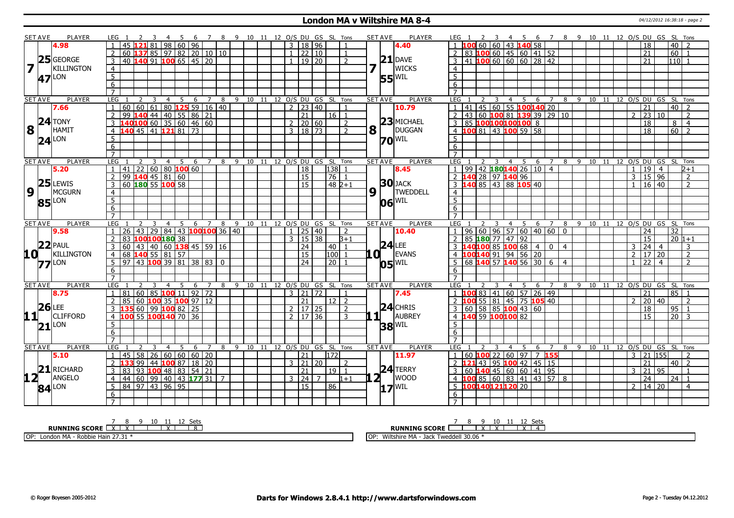# London MA v Wiltshire MA 8-4

04/12/2012 16:38:18 - page 2

## Set 7

| SET AVE | PLAYER | LEG | 1 | 2 | 3 | 4 | 5 | 6 | 7 | 8 | 9 | 10 | 11 | 12 | O/S | DU | GS | SL | Tons |
|---|---|---|---|---|---|---|---|---|---|---|---|---|---|---|---|---|---|---|---|
| 4.98 | GEORGE KILLINGTON (LON) | 1 | 45 | 121 | 81 | 98 | 60 | 96 | | | | | | | 3 | 18 | 96 | | 1 |
| 25.47 | | 2 | 60 | 137 | 85 | 97 | 82 | 20 | 10 | 10 | | | | | 1 | 22 | 10 | | 1 |
| | | 3 | 40 | 140 | 91 | 100 | 65 | 45 | 20 | | | | | | 1 | 19 | 20 | | 2 |

| SET AVE | PLAYER | LEG | 1 | 2 | 3 | 4 | 5 | 6 | 7 | 8 | 9 | 10 | 11 | 12 | O/S | DU | GS | SL | Tons |
|---|---|---|---|---|---|---|---|---|---|---|---|---|---|---|---|---|---|---|---|
| 4.40 | DAVE WICKS (WIL) | 1 | 100 | 60 | 60 | 43 | 140 | 58 | | | | | | | | 18 | | 40 | 2 |
| 21.55 | | 2 | 83 | 100 | 60 | 45 | 60 | 41 | 52 | | | | | | | 21 | | 60 | 1 |
| | | 3 | 41 | 100 | 60 | 60 | 60 | 28 | 42 | | | | | | | 21 | | 110 | 1 |

## Set 8

| SET AVE | PLAYER | LEG | 1 | 2 | 3 | 4 | 5 | 6 | 7 | 8 | 9 | 10 | 11 | 12 | O/S | DU | GS | SL | Tons |
|---|---|---|---|---|---|---|---|---|---|---|---|---|---|---|---|---|---|---|---|
| 7.66 | TONY HAMIT (LON) | 1 | 60 | 60 | 61 | 80 | 125 | 59 | 16 | 40 | | | | | 2 | 23 | 40 | | 1 |
| 24.24 | | 2 | 99 | 140 | 44 | 40 | 55 | 86 | 21 | | | | | | | 21 | | 16 | 1 |
| | | 3 | 140 | 100 | 60 | 35 | 60 | 46 | 60 | | | | | | 2 | 20 | 60 | | 2 |
| | | 4 | 140 | 45 | 41 | 121 | 81 | 73 | | | | | | | 3 | 18 | 73 | | 2 |

| SET AVE | PLAYER | LEG | 1 | 2 | 3 | 4 | 5 | 6 | 7 | 8 | 9 | 10 | 11 | 12 | O/S | DU | GS | SL | Tons |
|---|---|---|---|---|---|---|---|---|---|---|---|---|---|---|---|---|---|---|---|
| 10.79 | MICHAEL DUGGAN (WIL) | 1 | 41 | 45 | 60 | 55 | 100 | 140 | 20 | | | | | | | 21 | | 40 | 2 |
| 23.70 | | 2 | 43 | 60 | 100 | 81 | 139 | 39 | 29 | 10 | | | | | 2 | 23 | 10 | | 2 |
| | | 3 | 85 | 100 | 100 | 100 | 100 | 8 | | | | | | | | 18 | | 8 | 4 |
| | | 4 | 100 | 81 | 43 | 100 | 59 | 58 | | | | | | | | 18 | | 60 | 2 |

## Set 9

| SET AVE | PLAYER | LEG | 1 | 2 | 3 | 4 | 5 | 6 | 7 | 8 | 9 | 10 | 11 | 12 | O/S | DU | GS | SL | Tons |
|---|---|---|---|---|---|---|---|---|---|---|---|---|---|---|---|---|---|---|---|
| 5.20 | LEWIS MCGURN (LON) | 1 | 41 | 22 | 60 | 80 | 100 | 60 | | | | | | | | 18 | | 138 | 1 |
| 25.85 | | 2 | 99 | 140 | 45 | 81 | 60 | | | | | | | | | 15 | | 76 | 1 |
| | | 3 | 60 | 180 | 55 | 100 | 58 | | | | | | | | | 15 | | 48 | 2+1 |

| SET AVE | PLAYER | LEG | 1 | 2 | 3 | 4 | 5 | 6 | 7 | 8 | 9 | 10 | 11 | 12 | O/S | DU | GS | SL | Tons |
|---|---|---|---|---|---|---|---|---|---|---|---|---|---|---|---|---|---|---|---|
| 8.45 | JACK TWEDDELL (WIL) | 1 | 99 | 42 | 180 | 140 | 26 | 10 | 4 | | | | | | 1 | 19 | 4 | | 2+1 |
| 30.06 | | 2 | 140 | 28 | 97 | 140 | 96 | | | | | | | | 3 | 15 | 96 | | 2 |
| | | 3 | 140 | 85 | 43 | 88 | 105 | 40 | | | | | | | 1 | 16 | 40 | | 2 |

## Set 10

| SET AVE | PLAYER | LEG | 1 | 2 | 3 | 4 | 5 | 6 | 7 | 8 | 9 | 10 | 11 | 12 | O/S | DU | GS | SL | Tons |
|---|---|---|---|---|---|---|---|---|---|---|---|---|---|---|---|---|---|---|---|
| 9.58 | PAUL KILLINGTON (LON) | 1 | 26 | 43 | 29 | 84 | 43 | 100 | 100 | 36 | 40 | | | | 1 | 25 | 40 | | 2 |
| 22.77 | | 2 | 83 | 100 | 100 | 180 | 38 | | | | | | | | 3 | 15 | 38 | | 3+1 |
| | | 3 | 60 | 43 | 40 | 60 | 138 | 45 | 59 | 16 | | | | | | 24 | | 40 | 1 |
| | | 4 | 68 | 140 | 55 | 81 | 57 | | | | | | | | | 15 | | 100 | 1 |
| | | 5 | 97 | 43 | 100 | 39 | 81 | 38 | 83 | 0 | | | | | | 24 | | 20 | 1 |

| SET AVE | PLAYER | LEG | 1 | 2 | 3 | 4 | 5 | 6 | 7 | 8 | 9 | 10 | 11 | 12 | O/S | DU | GS | SL | Tons |
|---|---|---|---|---|---|---|---|---|---|---|---|---|---|---|---|---|---|---|---|
| 10.40 | LEE EVANS (WIL) | 1 | 96 | 60 | 96 | 57 | 60 | 40 | 60 | 0 | | | | | | 24 | | 32 | |
| 24.05 | | 2 | 85 | 180 | 77 | 47 | 92 | | | | | | | | | 15 | | 20 | 1+1 |
| | | 3 | 140 | 100 | 85 | 100 | 68 | 4 | 0 | 4 | | | | | 3 | 24 | 4 | | 3 |
| | | 4 | 100 | 140 | 91 | 94 | 56 | 20 | | | | | | | 2 | 17 | 20 | | 2 |
| | | 5 | 68 | 140 | 57 | 140 | 56 | 30 | 6 | 4 | | | | | 1 | 22 | 4 | | 2 |

## Set 11

| SET AVE | PLAYER | LEG | 1 | 2 | 3 | 4 | 5 | 6 | 7 | 8 | 9 | 10 | 11 | 12 | O/S | DU | GS | SL | Tons |
|---|---|---|---|---|---|---|---|---|---|---|---|---|---|---|---|---|---|---|---|
| 8.75 | LEE CLIFFORD (LON) | 1 | 81 | 60 | 85 | 100 | 11 | 92 | 72 | | | | | | 3 | 21 | 72 | | 1 |
| 26.21 | | 2 | 85 | 60 | 100 | 35 | 100 | 97 | 12 | | | | | | | 21 | | 12 | 2 |
| | | 3 | 135 | 60 | 99 | 100 | 82 | 25 | | | | | | | 2 | 17 | 25 | | 2 |
| | | 4 | 100 | 55 | 100 | 140 | 70 | 36 | | | | | | | 2 | 17 | 36 | | 3 |

| SET AVE | PLAYER | LEG | 1 | 2 | 3 | 4 | 5 | 6 | 7 | 8 | 9 | 10 | 11 | 12 | O/S | DU | GS | SL | Tons |
|---|---|---|---|---|---|---|---|---|---|---|---|---|---|---|---|---|---|---|---|
| 7.45 | CHRIS AUBREY (WIL) | 1 | 100 | 83 | 41 | 60 | 57 | 26 | 49 | | | | | | | 21 | | 85 | 1 |
| 24.38 | | 2 | 100 | 55 | 81 | 45 | 75 | 105 | 40 | | | | | | 2 | 20 | 40 | | 2 |
| | | 3 | 60 | 58 | 85 | 100 | 43 | 60 | | | | | | | | 18 | | 95 | 1 |
| | | 4 | 140 | 59 | 100 | 100 | 82 | | | | | | | | | 15 | | 20 | 3 |

## Set 12

| SET AVE | PLAYER | LEG | 1 | 2 | 3 | 4 | 5 | 6 | 7 | 8 | 9 | 10 | 11 | 12 | O/S | DU | GS | SL | Tons |
|---|---|---|---|---|---|---|---|---|---|---|---|---|---|---|---|---|---|---|---|
| 5.10 | RICHARD ANGELO (LON) | 1 | 45 | 58 | 26 | 60 | 60 | 60 | 20 | | | | | | | 21 | | 172 | |
| 21.84 | | 2 | 133 | 99 | 44 | 100 | 87 | 18 | 20 | | | | | | 3 | 21 | 20 | | 2 |
| | | 3 | 83 | 93 | 100 | 48 | 83 | 54 | 21 | | | | | | | 21 | | 19 | 1 |
| | | 4 | 44 | 60 | 99 | 40 | 43 | 177 | 31 | 7 | | | | | 3 | 24 | 7 | | 1+1 |
| | | 5 | 84 | 97 | 43 | 96 | 95 | | | | | | | | | 15 | | 86 | |

| SET AVE | PLAYER | LEG | 1 | 2 | 3 | 4 | 5 | 6 | 7 | 8 | 9 | 10 | 11 | 12 | O/S | DU | GS | SL | Tons |
|---|---|---|---|---|---|---|---|---|---|---|---|---|---|---|---|---|---|---|---|
| 11.97 | TERRY WOOD (WIL) | 1 | 60 | 100 | 22 | 60 | 97 | 7 | 155 | | | | | | 3 | 21 | 155 | | 2 |
| 24.17 | | 2 | 121 | 43 | 95 | 100 | 42 | 45 | 15 | | | | | | | 21 | | 40 | 2 |
| | | 3 | 60 | 140 | 45 | 60 | 60 | 41 | 95 | | | | | | 3 | 21 | 95 | | 1 |
| | | 4 | 100 | 85 | 60 | 83 | 41 | 43 | 57 | 8 | | | | | | 24 | | 24 | 1 |
| | | 5 | 100 | 140 | 121 | 120 | 20 | | | | | | | | 2 | 14 | 20 | | 4 |

| RUNNING SCORE (London) | 7 | 8 | 9 | 10 | 11 | 12 | Sets |
|---|---|---|---|---|---|---|---|
| | X | X | | | X | | 8 |

| RUNNING SCORE (Wiltshire) | 7 | 8 | 9 | 10 | 11 | 12 | Sets |
|---|---|---|---|---|---|---|---|
| | | | X | X | | X | 4 |

OP: London MA - Robbie Hain 27.31 *

OP: Wiltshire MA - Jack Tweddell 30.06 *

© Roger Boyesen 2005-2012 — Darts for Windows 2.8.4.1 http://www.dartsforwindows.com — Page 2 - Tuesday 04.12.2012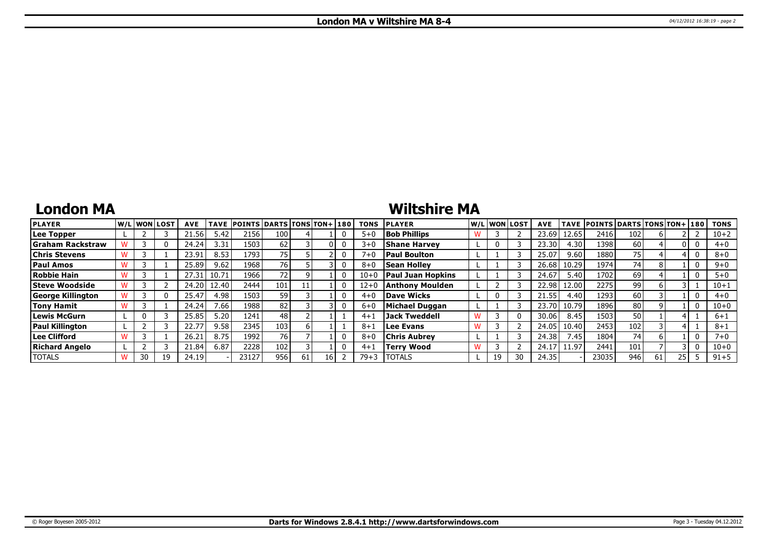## London MA

| PLAYER | W/L | WON | LOST | AVE | TAVE | POINTS | DARTS | TONS | TON+ | 180 | TONS |
|---|---|---|---|---|---|---|---|---|---|---|---|
| Lee Topper | L | 2 | 3 | 21.56 | 5.42 | 2156 | 100 | 4 | 1 | 0 | 5+0 |
| Graham Rackstraw | W | 3 | 0 | 24.24 | 3.31 | 1503 | 62 | 3 | 0 | 0 | 3+0 |
| Chris Stevens | W | 3 | 1 | 23.91 | 8.53 | 1793 | 75 | 5 | 2 | 0 | 7+0 |
| Paul Amos | W | 3 | 1 | 25.89 | 9.62 | 1968 | 76 | 5 | 3 | 0 | 8+0 |
| Robbie Hain | W | 3 | 1 | 27.31 | 10.71 | 1966 | 72 | 9 | 1 | 0 | 10+0 |
| Steve Woodside | W | 3 | 2 | 24.20 | 12.40 | 2444 | 101 | 11 | 1 | 0 | 12+0 |
| George Killington | W | 3 | 0 | 25.47 | 4.98 | 1503 | 59 | 3 | 1 | 0 | 4+0 |
| Tony Hamit | W | 3 | 1 | 24.24 | 7.66 | 1988 | 82 | 3 | 3 | 0 | 6+0 |
| Lewis McGurn | L | 0 | 3 | 25.85 | 5.20 | 1241 | 48 | 2 | 1 | 1 | 4+1 |
| Paul Killington | L | 2 | 3 | 22.77 | 9.58 | 2345 | 103 | 6 | 1 | 1 | 8+1 |
| Lee Clifford | W | 3 | 1 | 26.21 | 8.75 | 1992 | 76 | 7 | 1 | 0 | 8+0 |
| Richard Angelo | L | 2 | 3 | 21.84 | 6.87 | 2228 | 102 | 3 | 1 | 0 | 4+1 |
| TOTALS | W | 30 | 19 | 24.19 | - | 23127 | 956 | 61 | 16 | 2 | 79+3 |

## Wiltshire MA

| PLAYER | W/L | WON | LOST | AVE | TAVE | POINTS | DARTS | TONS | TON+ | 180 | TONS |
|---|---|---|---|---|---|---|---|---|---|---|---|
| Bob Phillips | W | 3 | 2 | 23.69 | 12.65 | 2416 | 102 | 6 | 2 | 2 | 10+2 |
| Shane Harvey | L | 0 | 3 | 23.30 | 4.30 | 1398 | 60 | 4 | 0 | 0 | 4+0 |
| Paul Boulton | L | 1 | 3 | 25.07 | 9.60 | 1880 | 75 | 4 | 4 | 0 | 8+0 |
| Sean Holley | L | 1 | 3 | 26.68 | 10.29 | 1974 | 74 | 8 | 1 | 0 | 9+0 |
| Paul Juan Hopkins | L | 1 | 3 | 24.67 | 5.40 | 1702 | 69 | 4 | 1 | 0 | 5+0 |
| Anthony Moulden | L | 2 | 3 | 22.98 | 12.00 | 2275 | 99 | 6 | 3 | 1 | 10+1 |
| Dave Wicks | L | 0 | 3 | 21.55 | 4.40 | 1293 | 60 | 3 | 1 | 0 | 4+0 |
| Michael Duggan | L | 1 | 3 | 23.70 | 10.79 | 1896 | 80 | 9 | 1 | 0 | 10+0 |
| Jack Tweddell | W | 3 | 0 | 30.06 | 8.45 | 1503 | 50 | 1 | 4 | 1 | 6+1 |
| Lee Evans | W | 3 | 2 | 24.05 | 10.40 | 2453 | 102 | 3 | 4 | 1 | 8+1 |
| Chris Aubrey | L | 1 | 3 | 24.38 | 7.45 | 1804 | 74 | 6 | 1 | 0 | 7+0 |
| Terry Wood | W | 3 | 2 | 24.17 | 11.97 | 2441 | 101 | 7 | 3 | 0 | 10+0 |
| TOTALS | L | 19 | 30 | 24.35 | - | 23035 | 946 | 61 | 25 | 5 | 91+5 |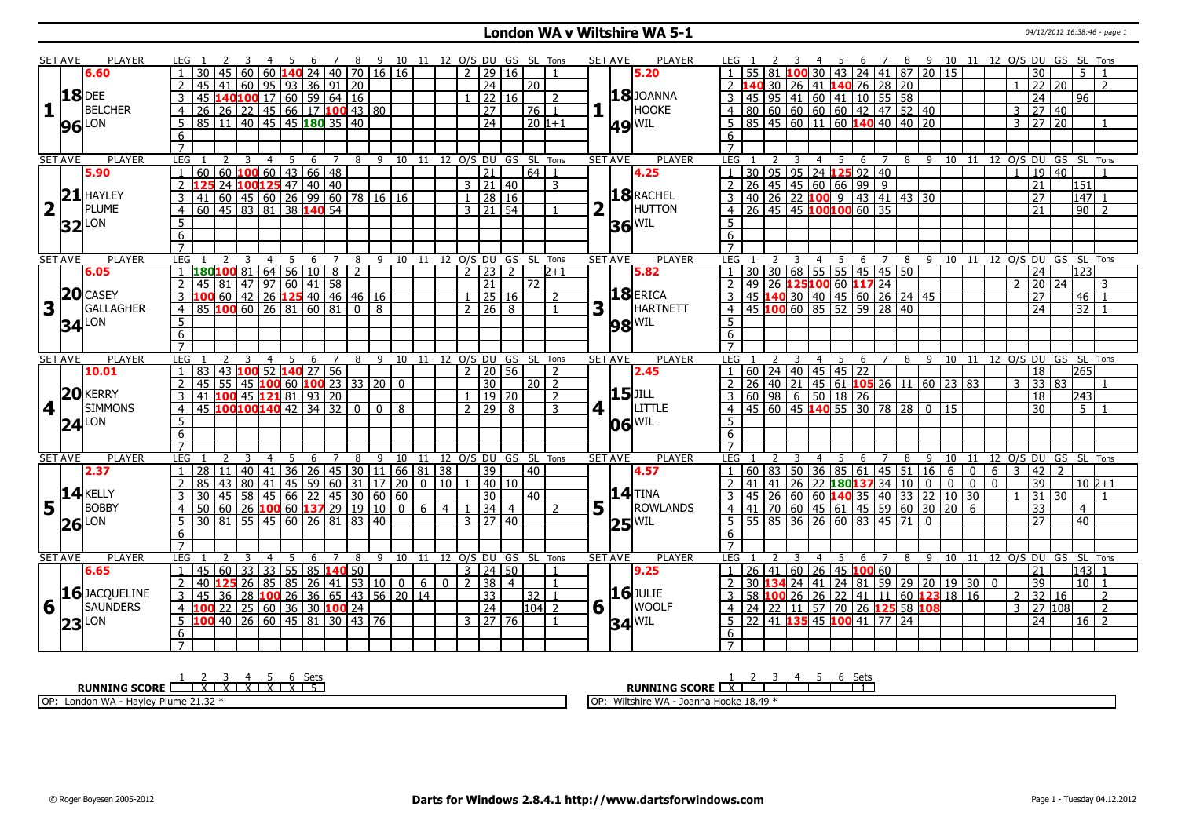# London WA v Wiltshire WA 5-1

04/12/2012 16:38:46 - page 1

| SET AVE | PLAYER | LEG | 1 | 2 | 3 | 4 | 5 | 6 | 7 | 8 | 9 | 10 | 11 | 12 | O/S | DU | GS | SL | Tons | SET AVE | PLAYER | LEG | 1 | 2 | 3 | 4 | 5 | 6 | 7 | 8 | 9 | 10 | 11 | 12 | O/S | DU | GS | SL | Tons |
|---|---|---|---|---|---|---|---|---|---|---|---|---|---|---|---|---|---|---|---|---|---|---|---|---|---|---|---|---|---|---|---|---|---|---|---|---|---|---|---|
| 1 | 6.60 DEE BELCHER LON 18.96 | 1 | 30 | 45 | 60 | 60 | 140 | 24 | 40 | 70 | 16 | 16 | | | 2 | 29 | 16 | | 1 | 1 | 5.20 JOANNA HOOKE WIL 18.49 | 1 | 55 | 81 | 100 | 30 | 43 | 24 | 41 | 87 | 20 | 15 | | | | 30 | | 5 | 1 |
| | | 2 | 45 | 41 | 60 | 95 | 93 | 36 | 91 | 20 | | | | | | 24 | | 20 | | | | 2 | 140 | 30 | 26 | 41 | 140 | 76 | 28 | 20 | | | | | 1 | 22 | 20 | | 2 |
| | | 3 | 45 | 140 | 100 | 17 | 60 | 59 | 64 | 16 | | | | | 1 | 22 | 16 | | 2 | | | 3 | 45 | 95 | 41 | 60 | 41 | 10 | 55 | 58 | | | | | | 24 | | 96 | |
| | | 4 | 26 | 26 | 22 | 45 | 66 | 17 | 100 | 43 | 80 | | | | | 27 | | 76 | 1 | | | 4 | 80 | 60 | 60 | 60 | 60 | 42 | 47 | 52 | 40 | | | | 3 | 27 | 40 | | |
| | | 5 | 85 | 11 | 40 | 45 | 45 | 180 | 35 | 40 | | | | | | 24 | | 20 | 1+1 | | | 5 | 85 | 45 | 60 | 11 | 60 | 140 | 40 | 40 | 20 | | | | 3 | 27 | 20 | | 1 |
| 2 | 5.90 HAYLEY PLUME LON 21.32 | 1 | 60 | 60 | 100 | 60 | 43 | 66 | 48 | | | | | | | 21 | | 64 | 1 | 2 | 4.25 RACHEL HUTTON WIL 18.36 | 1 | 30 | 95 | 95 | 24 | 125 | 92 | 40 | | | | | | 1 | 19 | 40 | | 1 |
| | | 2 | 125 | 24 | 100 | 125 | 47 | 40 | 40 | | | | | | 3 | 21 | 40 | | 3 | | | 2 | 26 | 45 | 45 | 60 | 66 | 99 | 9 | | | | | | | 21 | | 151 | |
| | | 3 | 41 | 60 | 45 | 60 | 26 | 99 | 60 | 78 | 16 | 16 | | | 1 | 28 | 16 | | | | | 3 | 40 | 26 | 22 | 100 | 9 | 43 | 41 | 43 | 30 | | | | | 27 | | 147 | 1 |
| | | 4 | 60 | 45 | 83 | 81 | 38 | 140 | 54 | | | | | | 3 | 21 | 54 | | 1 | | | 4 | 26 | 45 | 45 | 100 | 100 | 60 | 35 | | | | | | | 21 | | 90 | 2 |
| 3 | 6.05 CASEY GALLAGHER LON 20.34 | 1 | 180 | 100 | 81 | 64 | 56 | 10 | 8 | 2 | | | | | 2 | 23 | 2 | | 2+1 | 3 | 5.82 ERICA HARTNETT WIL 18.98 | 1 | 30 | 30 | 68 | 55 | 55 | 45 | 45 | 50 | | | | | | 24 | | 123 | |
| | | 2 | 45 | 81 | 47 | 97 | 60 | 41 | 58 | | | | | | | 21 | | 72 | | | | 2 | 49 | 26 | 125 | 100 | 60 | 117 | 24 | | | | | | 2 | 20 | 24 | | 3 |
| | | 3 | 100 | 60 | 42 | 26 | 125 | 40 | 46 | 46 | 16 | | | | 1 | 25 | 16 | | 2 | | | 3 | 45 | 140 | 30 | 40 | 45 | 60 | 26 | 24 | 45 | | | | | 27 | | 46 | 1 |
| | | 4 | 85 | 100 | 60 | 26 | 81 | 60 | 81 | 0 | 8 | | | | 2 | 26 | 8 | | 1 | | | 4 | 45 | 100 | 60 | 85 | 52 | 59 | 28 | 40 | | | | | | 24 | | 32 | 1 |
| 4 | 10.01 KERRY SIMMONS LON 20.24 | 1 | 83 | 43 | 100 | 52 | 140 | 27 | 56 | | | | | | 2 | 20 | 56 | | 2 | 4 | 2.45 JILL LITTLE WIL 15.06 | 1 | 60 | 24 | 40 | 45 | 45 | 22 | | | | | | | | 18 | | 265 | |
| | | 2 | 45 | 55 | 45 | 100 | 60 | 100 | 23 | 33 | 20 | 0 | | | | 30 | | 20 | 2 | | | 2 | 26 | 40 | 21 | 45 | 61 | 105 | 26 | 11 | 60 | 23 | 83 | | 3 | 33 | 83 | | 1 |
| | | 3 | 41 | 100 | 45 | 121 | 81 | 93 | 20 | | | | | | 1 | 19 | 20 | | 2 | | | 3 | 60 | 98 | 6 | 50 | 18 | 26 | | | | | | | | 18 | | 243 | |
| | | 4 | 45 | 100 | 100 | 140 | 42 | 34 | 32 | 0 | 0 | 8 | | | 2 | 29 | 8 | | 3 | | | 4 | 45 | 60 | 45 | 140 | 55 | 30 | 78 | 28 | 0 | 15 | | | | 30 | | 5 | 1 |
| 5 | 2.37 KELLY BOBBY LON 14.26 | 1 | 28 | 11 | 40 | 41 | 36 | 26 | 45 | 30 | 11 | 66 | 81 | 38 | | 39 | | 40 | | 5 | 4.57 TINA ROWLANDS WIL 14.25 | 1 | 60 | 83 | 50 | 36 | 85 | 61 | 45 | 51 | 16 | 6 | 0 | 6 | 3 | 42 | 2 | | |
| | | 2 | 85 | 43 | 80 | 41 | 45 | 59 | 60 | 31 | 17 | 20 | 0 | 10 | 1 | 40 | 10 | | | | | 2 | 41 | 41 | 26 | 22 | 180 | 137 | 34 | 10 | 0 | 0 | 0 | 0 | | 39 | | 10 | 2+1 |
| | | 3 | 30 | 45 | 58 | 45 | 66 | 22 | 45 | 30 | 60 | 60 | | | | 30 | | 40 | | | | 3 | 45 | 26 | 60 | 60 | 140 | 35 | 40 | 33 | 22 | 10 | 30 | | 1 | 31 | 30 | | 1 |
| | | 4 | 50 | 60 | 26 | 100 | 60 | 137 | 29 | 19 | 10 | 0 | 6 | 4 | 1 | 34 | 4 | | 2 | | | 4 | 41 | 70 | 60 | 45 | 61 | 45 | 59 | 60 | 30 | 20 | 6 | | | 33 | | 4 | |
| | | 5 | 30 | 81 | 55 | 45 | 60 | 26 | 81 | 83 | 40 | | | | 3 | 27 | 40 | | | | | 5 | 55 | 85 | 36 | 26 | 60 | 83 | 45 | 71 | 0 | | | | | 27 | | 40 | |
| 6 | 6.65 JACQUELINE SAUNDERS LON 16.23 | 1 | 45 | 60 | 33 | 33 | 55 | 85 | 140 | 50 | | | | | 3 | 24 | 50 | | 1 | 6 | 9.25 JULIE WOOLF WIL 16.34 | 1 | 26 | 41 | 60 | 26 | 45 | 100 | 60 | | | | | | | 21 | | 143 | 1 |
| | | 2 | 40 | 125 | 26 | 85 | 85 | 26 | 41 | 53 | 10 | 0 | 6 | 0 | 2 | 38 | 4 | | 1 | | | 2 | 30 | 134 | 24 | 41 | 24 | 81 | 59 | 29 | 20 | 19 | 30 | 0 | | 39 | | 10 | 1 |
| | | 3 | 45 | 36 | 28 | 100 | 26 | 36 | 65 | 43 | 56 | 20 | 14 | | | 33 | | 32 | 1 | | | 3 | 58 | 100 | 26 | 26 | 22 | 41 | 11 | 60 | 123 | 18 | 16 | | 2 | 32 | 16 | | 2 |
| | | 4 | 100 | 22 | 25 | 60 | 36 | 30 | 100 | 24 | | | | | | 24 | | 104 | 2 | | | 4 | 24 | 22 | 11 | 57 | 70 | 26 | 125 | 58 | 108 | | | | 3 | 27 | 108 | | 2 |
| | | 5 | 100 | 40 | 26 | 60 | 45 | 81 | 30 | 43 | 76 | | | | 3 | 27 | 76 | | 1 | | | 5 | 22 | 41 | 135 | 45 | 100 | 41 | 77 | 24 | | | | | | 24 | | 16 | 2 |

| RUNNING SCORE | 1 | 2 | 3 | 4 | 5 | 6 | Sets |
|---|---|---|---|---|---|---|---|
| London WA | | X | X | X | X | X | 5 |
| Wiltshire WA | X | | | | | | 1 |

OP: London WA - Hayley Plume 21.32 *

OP: Wiltshire WA - Joanna Hooke 18.49 *

© Roger Boyesen 2005-2012 — Darts for Windows 2.8.4.1 http://www.dartsforwindows.com — Page 1 - Tuesday 04.12.2012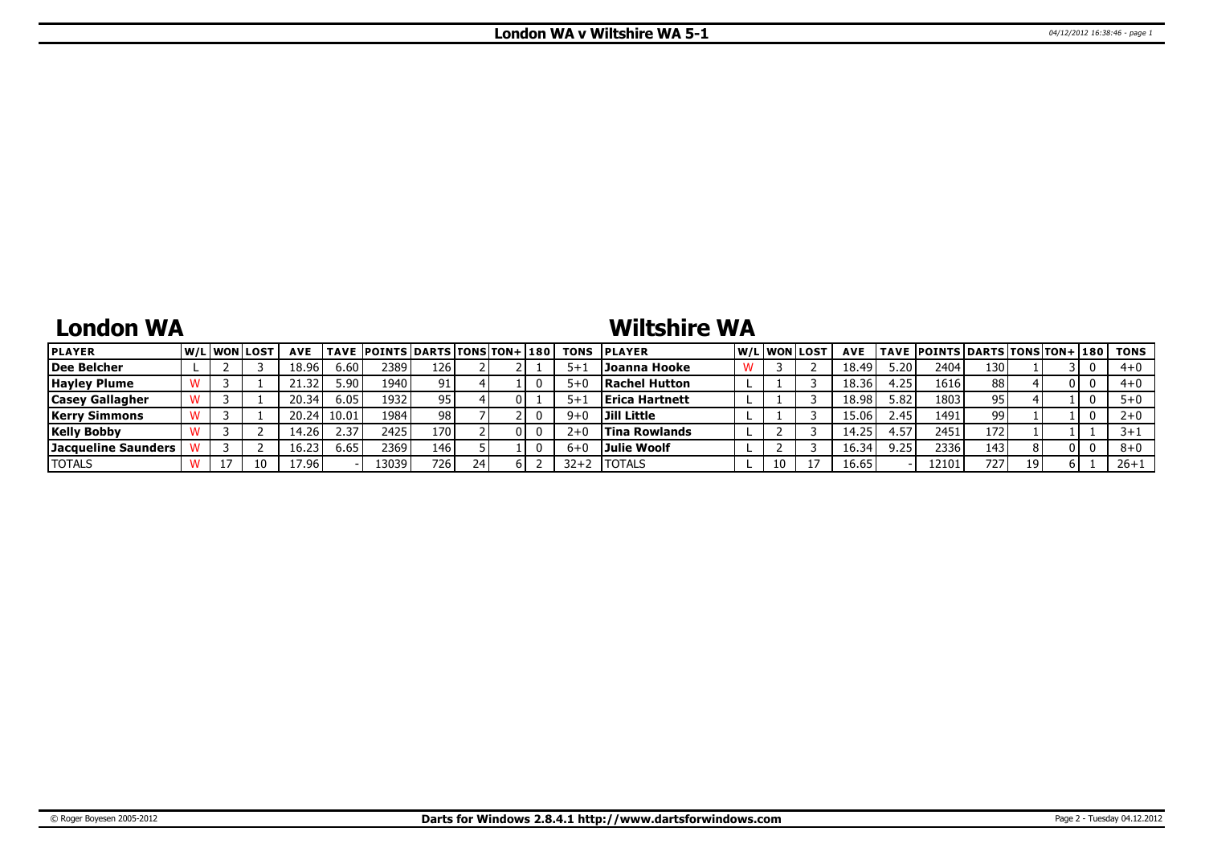# London WA v Wiltshire WA 5-1

## London WA

| PLAYER | W/L | WON | LOST | AVE | TAVE | POINTS | DARTS | TONS | TON+ | 180 | TONS |
|---|---|---|---|---|---|---|---|---|---|---|---|
| Dee Belcher | L | 2 | 3 | 18.96 | 6.60 | 2389 | 126 | 2 | 2 | 1 | 5+1 |
| Hayley Plume | W | 3 | 1 | 21.32 | 5.90 | 1940 | 91 | 4 | 1 | 0 | 5+0 |
| Casey Gallagher | W | 3 | 1 | 20.34 | 6.05 | 1932 | 95 | 4 | 0 | 1 | 5+1 |
| Kerry Simmons | W | 3 | 1 | 20.24 | 10.01 | 1984 | 98 | 7 | 2 | 0 | 9+0 |
| Kelly Bobby | W | 3 | 2 | 14.26 | 2.37 | 2425 | 170 | 2 | 0 | 0 | 2+0 |
| Jacqueline Saunders | W | 3 | 2 | 16.23 | 6.65 | 2369 | 146 | 5 | 1 | 0 | 6+0 |
| TOTALS | W | 17 | 10 | 17.96 | - | 13039 | 726 | 24 | 6 | 2 | 32+2 |

## Wiltshire WA

| PLAYER | W/L | WON | LOST | AVE | TAVE | POINTS | DARTS | TONS | TON+ | 180 | TONS |
|---|---|---|---|---|---|---|---|---|---|---|---|
| Joanna Hooke | W | 3 | 2 | 18.49 | 5.20 | 2404 | 130 | 1 | 3 | 0 | 4+0 |
| Rachel Hutton | L | 1 | 3 | 18.36 | 4.25 | 1616 | 88 | 4 | 0 | 0 | 4+0 |
| Erica Hartnett | L | 1 | 3 | 18.98 | 5.82 | 1803 | 95 | 4 | 1 | 0 | 5+0 |
| Jill Little | L | 1 | 3 | 15.06 | 2.45 | 1491 | 99 | 1 | 1 | 0 | 2+0 |
| Tina Rowlands | L | 2 | 3 | 14.25 | 4.57 | 2451 | 172 | 1 | 1 | 1 | 3+1 |
| Julie Woolf | L | 2 | 3 | 16.34 | 9.25 | 2336 | 143 | 8 | 0 | 0 | 8+0 |
| TOTALS | L | 10 | 17 | 16.65 | - | 12101 | 727 | 19 | 6 | 1 | 26+1 |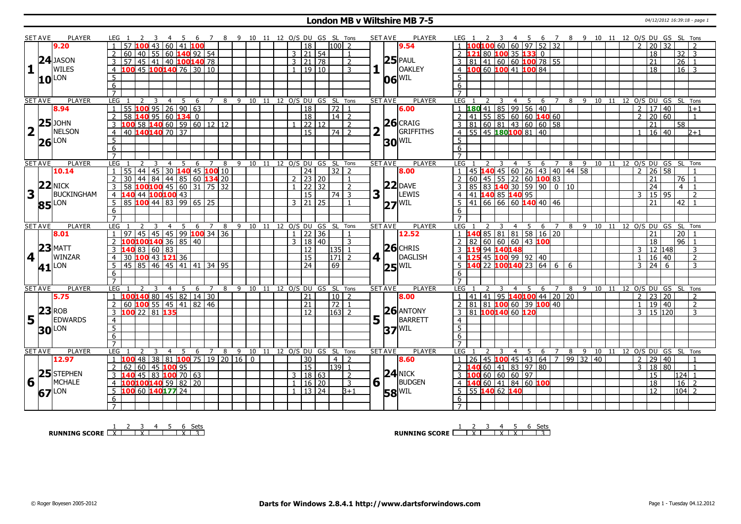# London MB v Wiltshire MB 7-5

04/12/2012 16:39:18 - page 1

| SET | AVE | PLAYER | LEG | 1 | 2 | 3 | 4 | 5 | 6 | 7 | 8 | 9 | 10 | 11 | 12 | O/S | DU | GS | SL | Tons | SET | AVE | PLAYER | LEG | 1 | 2 | 3 | 4 | 5 | 6 | 7 | 8 | 9 | 10 | 11 | 12 | O/S | DU | GS | SL | Tons |
|---|---|---|---|---|---|---|---|---|---|---|---|---|---|---|---|---|---|---|---|---|---|---|---|---|---|---|---|---|---|---|---|---|---|---|---|---|---|---|---|---|---|
| 1 | 9.20 / 24.10 | JASON WILES LON | 1 | 57 | 100 | 43 | 60 | 41 | 100 | | | | | | | | 18 | | 100 | 2 | 1 | 9.54 / 25.06 | PAUL OAKLEY WIL | 1 | 100 | 100 | 60 | 60 | 97 | 52 | 32 | | | | | | 2 | 20 | 32 | | 2 |
| | | | 2 | 60 | 40 | 55 | 60 | 140 | 92 | 54 | | | | | | 3 | 21 | 54 | | 1 | | | | 2 | 121 | 80 | 100 | 35 | 133 | 0 | | | | | | | | 18 | | 32 | 3 |
| | | | 3 | 57 | 45 | 41 | 40 | 100 | 140 | 78 | | | | | | 3 | 21 | 78 | | 2 | | | | 3 | 81 | 41 | 60 | 60 | 100 | 78 | 55 | | | | | | | 21 | | 26 | 1 |
| | | | 4 | 100 | 45 | 100 | 140 | 76 | 30 | 10 | | | | | | 1 | 19 | 10 | | 3 | | | | 4 | 100 | 60 | 100 | 41 | 100 | 84 | | | | | | | | 18 | | 16 | 3 |
| | | | 5 | | | | | | | | | | | | | | | | | | | | | 5 | | | | | | | | | | | | | | | | | |
| | | | 6 | | | | | | | | | | | | | | | | | | | | | 6 | | | | | | | | | | | | | | | | | |
| | | | 7 | | | | | | | | | | | | | | | | | | | | | 7 | | | | | | | | | | | | | | | | | |
| 2 | 8.94 / 25.26 | JOHN NELSON LON | 1 | 55 | 100 | 95 | 26 | 90 | 63 | | | | | | | | 18 | | 72 | 1 | 2 | 6.00 / 26.30 | CRAIG GRIFFITHS WIL | 1 | 180 | 41 | 85 | 99 | 56 | 40 | | | | | | | 2 | 17 | 40 | | 1+1 |
| | | | 2 | 58 | 140 | 95 | 60 | 134 | 0 | | | | | | | | 18 | | 14 | 2 | | | | 2 | 41 | 55 | 85 | 60 | 60 | 140 | 60 | | | | | | 2 | 20 | 60 | | 1 |
| | | | 3 | 100 | 58 | 140 | 60 | 59 | 60 | 12 | 12 | | | | | 1 | 22 | 12 | | 2 | | | | 3 | 81 | 60 | 81 | 43 | 60 | 60 | 58 | | | | | | | 21 | | 58 | |
| | | | 4 | 40 | 140 | 140 | 70 | 37 | | | | | | | | | 15 | | 74 | 2 | | | | 4 | 55 | 45 | 180 | 100 | 81 | 40 | | | | | | | 1 | 16 | 40 | | 2+1 |
| | | | 5 | | | | | | | | | | | | | | | | | | | | | 5 | | | | | | | | | | | | | | | | | |
| | | | 6 | | | | | | | | | | | | | | | | | | | | | 6 | | | | | | | | | | | | | | | | | |
| | | | 7 | | | | | | | | | | | | | | | | | | | | | 7 | | | | | | | | | | | | | | | | | |
| 3 | 10.14 / 22.85 | NICK BUCKINGHAM LON | 1 | 55 | 44 | 45 | 30 | 140 | 45 | 100 | 10 | | | | | | 24 | | 32 | 2 | 3 | 8.00 / 22.27 | DAVE LEWIS WIL | 1 | 45 | 140 | 45 | 60 | 26 | 43 | 40 | 44 | 58 | | | | 2 | 26 | 58 | | 1 |
| | | | 2 | 30 | 44 | 84 | 44 | 85 | 60 | 134 | 20 | | | | | 2 | 23 | 20 | | 1 | | | | 2 | 60 | 45 | 55 | 22 | 60 | 100 | 83 | | | | | | | 21 | | 76 | 1 |
| | | | 3 | 58 | 100 | 100 | 45 | 60 | 31 | 75 | 32 | | | | | 1 | 22 | 32 | | 2 | | | | 3 | 85 | 83 | 140 | 30 | 59 | 90 | 0 | 10 | | | | | | 24 | | 4 | 1 |
| | | | 4 | 140 | 44 | 100 | 100 | 43 | | | | | | | | | 15 | | 74 | 3 | | | | 4 | 41 | 140 | 85 | 140 | 95 | | | | | | | | 3 | 15 | 95 | | 2 |
| | | | 5 | 85 | 100 | 44 | 83 | 99 | 65 | 25 | | | | | | 3 | 21 | 25 | | 1 | | | | 5 | 41 | 66 | 66 | 60 | 140 | 40 | 46 | | | | | | | 21 | | 42 | 1 |
| | | | 6 | | | | | | | | | | | | | | | | | | | | | 6 | | | | | | | | | | | | | | | | | |
| | | | 7 | | | | | | | | | | | | | | | | | | | | | 7 | | | | | | | | | | | | | | | | | |
| 4 | 8.01 / 23.41 | MATT WINZAR LON | 1 | 97 | 45 | 45 | 45 | 99 | 100 | 34 | 36 | | | | | 1 | 22 | 36 | | 1 | 4 | 12.52 / 26.25 | CHRIS DAGLISH WIL | 1 | 140 | 85 | 81 | 81 | 58 | 16 | 20 | | | | | | | 21 | | 20 | 1 |
| | | | 2 | 100 | 100 | 140 | 36 | 85 | 40 | | | | | | | 3 | 18 | 40 | | 3 | | | | 2 | 82 | 60 | 60 | 60 | 43 | 100 | | | | | | | | 18 | | 96 | 1 |
| | | | 3 | 140 | 83 | 60 | 83 | | | | | | | | | | 12 | | 135 | 1 | | | | 3 | 119 | 94 | 140 | 148 | | | | | | | | | 3 | 12 | 148 | | 3 |
| | | | 4 | 30 | 100 | 43 | 121 | 36 | | | | | | | | | 15 | | 171 | 2 | | | | 4 | 125 | 45 | 100 | 99 | 92 | 40 | | | | | | | 1 | 16 | 40 | | 2 |
| | | | 5 | 45 | 85 | 46 | 45 | 41 | 41 | 34 | 95 | | | | | | 24 | | 69 | | | | | 5 | 140 | 22 | 100 | 140 | 23 | 64 | 6 | 6 | | | | | 3 | 24 | 6 | | 3 |
| | | | 6 | | | | | | | | | | | | | | | | | | | | | 6 | | | | | | | | | | | | | | | | | |
| | | | 7 | | | | | | | | | | | | | | | | | | | | | 7 | | | | | | | | | | | | | | | | | |
| 5 | 5.75 / 23.30 | ROB EDWARDS LON | 1 | 100 | 140 | 80 | 45 | 82 | 14 | 30 | | | | | | | 21 | | 10 | 2 | 5 | 8.00 / 26.37 | ANTONY BARRETT WIL | 1 | 41 | 41 | 95 | 140 | 100 | 44 | 20 | 20 | | | | | 2 | 23 | 20 | | 2 |
| | | | 2 | 60 | 100 | 55 | 45 | 41 | 82 | 46 | | | | | | | 21 | | 72 | 1 | | | | 2 | 81 | 81 | 100 | 60 | 39 | 100 | 40 | | | | | | 1 | 19 | 40 | | 2 |
| | | | 3 | 100 | 22 | 81 | 135 | | | | | | | | | | 12 | | 163 | 2 | | | | 3 | 81 | 100 | 140 | 60 | 120 | | | | | | | | 3 | 15 | 120 | | 3 |
| | | | 4 | | | | | | | | | | | | | | | | | | | | | 4 | | | | | | | | | | | | | | | | | |
| | | | 5 | | | | | | | | | | | | | | | | | | | | | 5 | | | | | | | | | | | | | | | | | |
| | | | 6 | | | | | | | | | | | | | | | | | | | | | 6 | | | | | | | | | | | | | | | | | |
| | | | 7 | | | | | | | | | | | | | | | | | | | | | 7 | | | | | | | | | | | | | | | | | |
| 6 | 12.97 / 25.67 | STEPHEN MCHALE LON | 1 | 100 | 48 | 38 | 81 | 100 | 75 | 19 | 20 | 16 | 0 | | | | 30 | | 4 | 2 | 6 | 8.60 / 24.58 | NICK BUDGEN WIL | 1 | 26 | 45 | 100 | 45 | 43 | 64 | 7 | 99 | 32 | 40 | | | 2 | 29 | 40 | | 1 |
| | | | 2 | 62 | 60 | 45 | 100 | 95 | | | | | | | | | 15 | | 139 | 1 | | | | 2 | 140 | 60 | 41 | 83 | 97 | 80 | | | | | | | 3 | 18 | 80 | | 1 |
| | | | 3 | 140 | 45 | 83 | 100 | 70 | 63 | | | | | | | 3 | 18 | 63 | | 2 | | | | 3 | 100 | 60 | 60 | 60 | 97 | | | | | | | | | 15 | | 124 | 1 |
| | | | 4 | 100 | 100 | 140 | 59 | 82 | 20 | | | | | | | 1 | 16 | 20 | | 3 | | | | 4 | 140 | 60 | 41 | 84 | 60 | 100 | | | | | | | | 18 | | 16 | 2 |
| | | | 5 | 100 | 60 | 140 | 177 | 24 | | | | | | | | 1 | 13 | 24 | | 3+1 | | | | 5 | 55 | 140 | 62 | 140 | | | | | | | | | | 12 | | 104 | 2 |
| | | | 6 | | | | | | | | | | | | | | | | | | | | | 6 | | | | | | | | | | | | | | | | | |
| | | | 7 | | | | | | | | | | | | | | | | | | | | | 7 | | | | | | | | | | | | | | | | | |

| RUNNING SCORE | 1 | 2 | 3 | 4 | 5 | 6 | Sets |
|---|---|---|---|---|---|---|---|
| London | X | | X | | | X | 3 |
| Wiltshire | | X | | X | X | | 3 |

© Roger Boyesen 2005-2012 **Darts for Windows 2.8.4.1 http://www.dartsforwindows.com** Page 1 - Tuesday 04.12.2012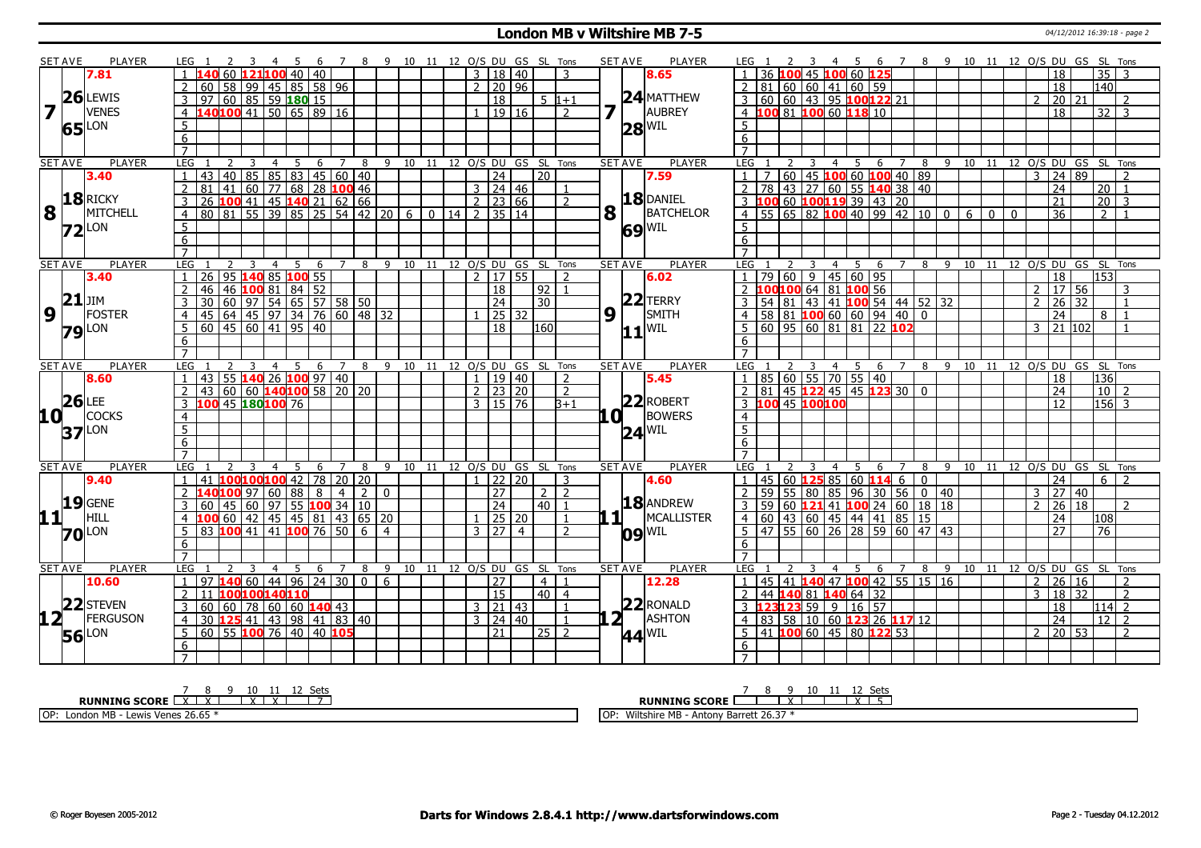# London MB v Wiltshire MB 7-5

04/12/2012 16:39:18 - page 2

| SET AVE | PLAYER | LEG | 1 | 2 | 3 | 4 | 5 | 6 | 7 | 8 | 9 | 10 | 11 | 12 | O/S | DU | GS | SL | Tons | SET AVE | PLAYER | LEG | 1 | 2 | 3 | 4 | 5 | 6 | 7 | 8 | 9 | 10 | 11 | 12 | O/S | DU | GS | SL | Tons |
|---|---|---|---|---|---|---|---|---|---|---|---|---|---|---|---|---|---|---|---|---|---|---|---|---|---|---|---|---|---|---|---|---|---|---|---|---|---|---|---|
| 7.81 | | 1 | 140 | 60 | 121 | 100 | 40 | 40 | | | | | | | 3 | 18 | 40 | | 3 | 8.65 | | 1 | 36 | 100 | 45 | 100 | 60 | 125 | | | | | | | | 18 | | 35 | 3 |
| 26 | LEWIS | 2 | 60 | 58 | 99 | 45 | 85 | 58 | 96 | | | | | | 2 | 20 | 96 | | | 24 | MATTHEW | 2 | 81 | 60 | 60 | 41 | 60 | 59 | | | | | | | | 18 | | 140 | |
| 7 | VENES | 3 | 97 | 60 | 85 | 59 | 180 | 15 | | | | | | | | 18 | | 5 | 1+1 | 7 | AUBREY | 3 | 60 | 60 | 43 | 95 | 100 | 122 | 21 | | | | | | 2 | 20 | 21 | | 2 |
| 65 | LON | 4 | 140 | 100 | 41 | 50 | 65 | 89 | 16 | | | | | | 1 | 19 | 16 | | 2 | 28 | WIL | 4 | 100 | 81 | 100 | 60 | 118 | 10 | | | | | | | | 18 | | 32 | 3 |
| | | 5 | | | | | | | | | | | | | | | | | | | | 5 | | | | | | | | | | | | | | | | | |
| | | 6 | | | | | | | | | | | | | | | | | | | | 6 | | | | | | | | | | | | | | | | | |
| | | 7 | | | | | | | | | | | | | | | | | | | | 7 | | | | | | | | | | | | | | | | | |
| 3.40 | | 1 | 43 | 40 | 85 | 85 | 83 | 45 | 60 | 40 | | | | | | 24 | | 20 | | 7.59 | | 1 | 7 | 60 | 45 | 100 | 60 | 100 | 40 | 89 | | | | | 3 | 24 | 89 | | 2 |
| 18 | RICKY | 2 | 81 | 41 | 60 | 77 | 68 | 28 | 100 | 46 | | | | | 3 | 24 | 46 | | 1 | 18 | DANIEL | 2 | 78 | 43 | 27 | 60 | 55 | 140 | 38 | 40 | | | | | | 24 | | 20 | 1 |
| 8 | MITCHELL | 3 | 26 | 100 | 41 | 45 | 140 | 21 | 62 | 66 | | | | | 2 | 23 | 66 | | 2 | 8 | BATCHELOR | 3 | 100 | 60 | 100 | 119 | 39 | 43 | 20 | | | | | | | 21 | | 20 | 3 |
| 72 | LON | 4 | 80 | 81 | 55 | 39 | 85 | 25 | 54 | 42 | 20 | 6 | 0 | 14 | 2 | 35 | 14 | | | 69 | WIL | 4 | 55 | 65 | 82 | 100 | 40 | 99 | 42 | 10 | 0 | 6 | 0 | 0 | | 36 | | 2 | 1 |
| | | 5 | | | | | | | | | | | | | | | | | | | | 5 | | | | | | | | | | | | | | | | | |
| | | 6 | | | | | | | | | | | | | | | | | | | | 6 | | | | | | | | | | | | | | | | | |
| | | 7 | | | | | | | | | | | | | | | | | | | | 7 | | | | | | | | | | | | | | | | | |
| 3.40 | | 1 | 26 | 95 | 140 | 85 | 100 | 55 | | | | | | | 2 | 17 | 55 | | 2 | 6.02 | | 1 | 79 | 60 | 9 | 45 | 60 | 95 | | | | | | | | 18 | | 153 | |
| 21 | JIM | 2 | 46 | 46 | 100 | 81 | 84 | 52 | | | | | | | | 18 | | 92 | 1 | 22 | TERRY | 2 | 100 | 100 | 64 | 81 | 100 | 56 | | | | | | | 2 | 17 | 56 | | 3 |
| 9 | FOSTER | 3 | 30 | 60 | 97 | 54 | 65 | 57 | 58 | 50 | | | | | | 24 | | 30 | | 9 | SMITH | 3 | 54 | 81 | 43 | 41 | 100 | 54 | 44 | 52 | 32 | | | | 2 | 26 | 32 | | 1 |
| 79 | LON | 4 | 45 | 64 | 45 | 97 | 34 | 76 | 60 | 48 | 32 | | | | 1 | 25 | 32 | | | 11 | WIL | 4 | 58 | 81 | 100 | 60 | 60 | 94 | 40 | 0 | | | | | | 24 | | 8 | 1 |
| | | 5 | 60 | 45 | 60 | 41 | 95 | 40 | | | | | | | | 18 | | 160 | | | | 5 | 60 | 95 | 60 | 81 | 81 | 22 | 102 | | | | | | 3 | 21 | 102 | | 1 |
| | | 6 | | | | | | | | | | | | | | | | | | | | 6 | | | | | | | | | | | | | | | | | |
| | | 7 | | | | | | | | | | | | | | | | | | | | 7 | | | | | | | | | | | | | | | | | |
| 8.60 | | 1 | 43 | 55 | 140 | 26 | 100 | 97 | 40 | | | | | | 1 | 19 | 40 | | 2 | 5.45 | | 1 | 85 | 60 | 55 | 70 | 55 | 40 | | | | | | | | 18 | | 136 | |
| 26 | LEE | 2 | 43 | 60 | 60 | 140 | 100 | 58 | 20 | 20 | | | | | 2 | 23 | 20 | | 2 | 22 | ROBERT | 2 | 81 | 45 | 122 | 45 | 45 | 123 | 30 | 0 | | | | | | 24 | | 10 | 2 |
| 10 | COCKS | 3 | 100 | 45 | 180 | 100 | 76 | | | | | | | | 3 | 15 | 76 | | 3+1 | 10 | BOWERS | 3 | 100 | 45 | 100 | 100 | | | | | | | | | | 12 | | 156 | 3 |
| 37 | LON | 4 | | | | | | | | | | | | | | | | | | 24 | WIL | 4 | | | | | | | | | | | | | | | | | |
| | | 5 | | | | | | | | | | | | | | | | | | | | 5 | | | | | | | | | | | | | | | | | |
| | | 6 | | | | | | | | | | | | | | | | | | | | 6 | | | | | | | | | | | | | | | | | |
| | | 7 | | | | | | | | | | | | | | | | | | | | 7 | | | | | | | | | | | | | | | | | |
| 9.40 | | 1 | 41 | 100 | 100 | 100 | 42 | 78 | 20 | 20 | | | | | 1 | 22 | 20 | | 3 | 4.60 | | 1 | 45 | 60 | 125 | 85 | 60 | 114 | 6 | 0 | | | | | | 24 | | 6 | 2 |
| 19 | GENE | 2 | 140 | 100 | 97 | 60 | 88 | 8 | 4 | 2 | 0 | | | | | 27 | | 2 | 2 | 18 | ANDREW | 2 | 59 | 55 | 80 | 85 | 96 | 30 | 56 | 0 | 40 | | | | 3 | 27 | 40 | | |
| 11 | HILL | 3 | 60 | 45 | 60 | 97 | 55 | 100 | 34 | 10 | | | | | | 24 | | 40 | 1 | 11 | MCALLISTER | 3 | 59 | 60 | 121 | 41 | 100 | 24 | 60 | 18 | 18 | | | | 2 | 26 | 18 | | 2 |
| 70 | LON | 4 | 100 | 60 | 42 | 45 | 45 | 81 | 43 | 65 | 20 | | | | 1 | 25 | 20 | | 1 | 09 | WIL | 4 | 60 | 43 | 60 | 45 | 44 | 41 | 85 | 15 | | | | | | 24 | | 108 | |
| | | 5 | 83 | 100 | 41 | 41 | 100 | 76 | 50 | 6 | 4 | | | | 3 | 27 | 4 | | 2 | | | 5 | 47 | 55 | 60 | 26 | 28 | 59 | 60 | 47 | 43 | | | | | 27 | | 76 | |
| | | 6 | | | | | | | | | | | | | | | | | | | | 6 | | | | | | | | | | | | | | | | | |
| | | 7 | | | | | | | | | | | | | | | | | | | | 7 | | | | | | | | | | | | | | | | | |
| 10.60 | | 1 | 97 | 140 | 60 | 44 | 96 | 24 | 30 | 0 | 6 | | | | | 27 | | 4 | 1 | 12.28 | | 1 | 45 | 41 | 140 | 47 | 100 | 42 | 55 | 15 | 16 | | | | 2 | 26 | 16 | | 2 |
| 22 | STEVEN | 2 | 11 | 100 | 100 | 140 | 110 | | | | | | | | | 15 | | 40 | 4 | 22 | RONALD | 2 | 44 | 140 | 81 | 140 | 64 | 32 | | | | | | | 3 | 18 | 32 | | 2 |
| 12 | FERGUSON | 3 | 60 | 60 | 78 | 60 | 60 | 140 | 43 | | | | | | 3 | 21 | 43 | | 1 | 12 | ASHTON | 3 | 123 | 123 | 59 | 9 | 16 | 57 | | | | | | | | 18 | | 114 | 2 |
| 56 | LON | 4 | 30 | 125 | 41 | 43 | 98 | 41 | 83 | 40 | | | | | 3 | 24 | 40 | | 1 | 44 | WIL | 4 | 83 | 58 | 10 | 60 | 123 | 26 | 117 | 12 | | | | | | 24 | | 12 | 2 |
| | | 5 | 60 | 55 | 100 | 76 | 40 | 40 | 105 | | | | | | | 21 | | 25 | 2 | | | 5 | 41 | 100 | 60 | 45 | 80 | 122 | 53 | | | | | | 2 | 20 | 53 | | 2 |
| | | 6 | | | | | | | | | | | | | | | | | | | | 6 | | | | | | | | | | | | | | | | | |
| | | 7 | | | | | | | | | | | | | | | | | | | | 7 | | | | | | | | | | | | | | | | | |

| RUNNING SCORE | 7 | 8 | 9 | 10 | 11 | 12 | Sets |
|---|---|---|---|---|---|---|---|
| London | X | X | | X | X | | 7 |
| Wiltshire | | | X | | | X | 5 |

OP: London MB - Lewis Venes 26.65 *

OP: Wiltshire MB - Antony Barrett 26.37 *

© Roger Boyesen 2005-2012 | **Darts for Windows 2.8.4.1 http://www.dartsforwindows.com** | Page 2 - Tuesday 04.12.2012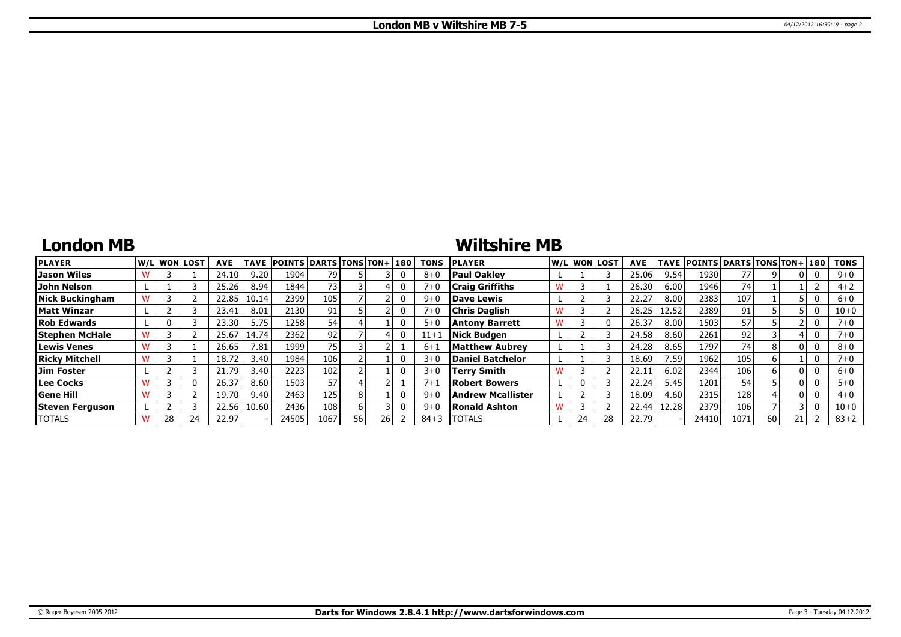**London MB v Wiltshire MB 7-5**

## London MB

| PLAYER | W/L | WON | LOST | AVE | TAVE | POINTS | DARTS | TONS | TON+ | 180 | TONS |
|---|---|---|---|---|---|---|---|---|---|---|---|
| Jason Wiles | W | 3 | 1 | 24.10 | 9.20 | 1904 | 79 | 5 | 3 | 0 | 8+0 |
| John Nelson | L | 1 | 3 | 25.26 | 8.94 | 1844 | 73 | 3 | 4 | 0 | 7+0 |
| Nick Buckingham | W | 3 | 2 | 22.85 | 10.14 | 2399 | 105 | 7 | 2 | 0 | 9+0 |
| Matt Winzar | L | 2 | 3 | 23.41 | 8.01 | 2130 | 91 | 5 | 2 | 0 | 7+0 |
| Rob Edwards | L | 0 | 3 | 23.30 | 5.75 | 1258 | 54 | 4 | 1 | 0 | 5+0 |
| Stephen McHale | W | 3 | 2 | 25.67 | 14.74 | 2362 | 92 | 7 | 4 | 0 | 11+1 |
| Lewis Venes | W | 3 | 1 | 26.65 | 7.81 | 1999 | 75 | 3 | 2 | 1 | 6+1 |
| Ricky Mitchell | W | 3 | 1 | 18.72 | 3.40 | 1984 | 106 | 2 | 1 | 0 | 3+0 |
| Jim Foster | L | 2 | 3 | 21.79 | 3.40 | 2223 | 102 | 2 | 1 | 0 | 3+0 |
| Lee Cocks | W | 3 | 0 | 26.37 | 8.60 | 1503 | 57 | 4 | 2 | 1 | 7+1 |
| Gene Hill | W | 3 | 2 | 19.70 | 9.40 | 2463 | 125 | 8 | 1 | 0 | 9+0 |
| Steven Ferguson | L | 2 | 3 | 22.56 | 10.60 | 2436 | 108 | 6 | 3 | 0 | 9+0 |
| TOTALS | W | 28 | 24 | 22.97 | - | 24505 | 1067 | 56 | 26 | 2 | 84+3 |

## Wiltshire MB

| PLAYER | W/L | WON | LOST | AVE | TAVE | POINTS | DARTS | TONS | TON+ | 180 | TONS |
|---|---|---|---|---|---|---|---|---|---|---|---|
| Paul Oakley | L | 1 | 3 | 25.06 | 9.54 | 1930 | 77 | 9 | 0 | 0 | 9+0 |
| Craig Griffiths | W | 3 | 1 | 26.30 | 6.00 | 1946 | 74 | 1 | 1 | 2 | 4+2 |
| Dave Lewis | L | 2 | 3 | 22.27 | 8.00 | 2383 | 107 | 1 | 5 | 0 | 6+0 |
| Chris Daglish | W | 3 | 2 | 26.25 | 12.52 | 2389 | 91 | 5 | 5 | 0 | 10+0 |
| Antony Barrett | W | 3 | 0 | 26.37 | 8.00 | 1503 | 57 | 5 | 2 | 0 | 7+0 |
| Nick Budgen | L | 2 | 3 | 24.58 | 8.60 | 2261 | 92 | 3 | 4 | 0 | 7+0 |
| Matthew Aubrey | L | 1 | 3 | 24.28 | 8.65 | 1797 | 74 | 8 | 0 | 0 | 8+0 |
| Daniel Batchelor | L | 1 | 3 | 18.69 | 7.59 | 1962 | 105 | 6 | 1 | 0 | 7+0 |
| Terry Smith | W | 3 | 2 | 22.11 | 6.02 | 2344 | 106 | 6 | 0 | 0 | 6+0 |
| Robert Bowers | L | 0 | 3 | 22.24 | 5.45 | 1201 | 54 | 5 | 0 | 0 | 5+0 |
| Andrew Mcallister | L | 2 | 3 | 18.09 | 4.60 | 2315 | 128 | 4 | 0 | 0 | 4+0 |
| Ronald Ashton | W | 3 | 2 | 22.44 | 12.28 | 2379 | 106 | 7 | 3 | 0 | 10+0 |
| TOTALS | L | 24 | 28 | 22.79 | - | 24410 | 1071 | 60 | 21 | 2 | 83+2 |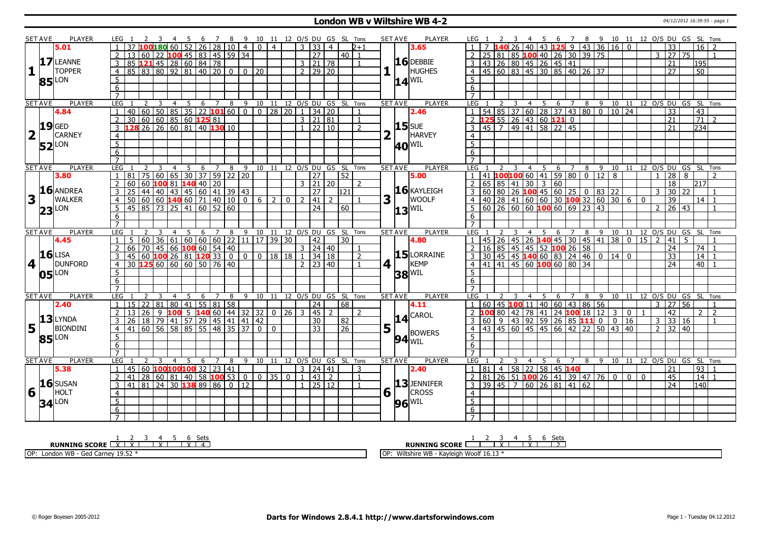# London WB v Wiltshire WB 4-2

04/12/2012 16:39:55 - page 1

| SET AVE | PLAYER | LEG | 1 | 2 | 3 | 4 | 5 | 6 | 7 | 8 | 9 | 10 | 11 | 12 | O/S | DU | GS | SL | Tons | SET AVE | PLAYER | LEG | 1 | 2 | 3 | 4 | 5 | 6 | 7 | 8 | 9 | 10 | 11 | 12 | O/S | DU | GS | SL | Tons |
|---|---|---|---|---|---|---|---|---|---|---|---|---|---|---|---|---|---|---|---|---|---|---|---|---|---|---|---|---|---|---|---|---|---|---|---|---|---|---|---|
| 1 | 5.01 17.85 LEANNE TOPPER LON | 1 | 37 | 100 | 180 | 60 | 52 | 26 | 28 | 10 | 4 | 0 | 4 | | 3 | 33 | 4 | | 2+1 | 1 | 3.65 16.14 DEBBIE HUGHES WIL | 1 | 7 | 140 | 26 | 40 | 43 | 125 | 9 | 43 | 36 | 16 | 0 | | | 33 | | 16 | 2 |
| | | 2 | 13 | 60 | 22 | 100 | 45 | 83 | 45 | 59 | 34 | | | | | 27 | | 40 | 1 | | | 2 | 25 | 81 | 85 | 100 | 40 | 26 | 30 | 39 | 75 | | | | 3 | 27 | 75 | | 1 |
| | | 3 | 85 | 121 | 45 | 28 | 60 | 84 | 78 | | | | | | 3 | 21 | 78 | | 1 | | | 3 | 43 | 26 | 80 | 45 | 26 | 45 | 41 | | | | | | | 21 | | 195 | |
| | | 4 | 85 | 83 | 80 | 92 | 81 | 40 | 20 | 0 | 0 | 20 | | | 2 | 29 | 20 | | | | | 4 | 45 | 60 | 83 | 45 | 30 | 85 | 40 | 26 | 37 | | | | | 27 | | 50 | |
| 2 | 4.84 19.52 GED CARNEY LON | 1 | 40 | 60 | 50 | 85 | 35 | 22 | 101 | 60 | 0 | 0 | 28 | 20 | 1 | 34 | 20 | | 1 | 2 | 2.46 15.40 SUE HARVEY WIL | 1 | 54 | 85 | 37 | 60 | 28 | 37 | 43 | 80 | 0 | 10 | 24 | | | 33 | | 43 | |
| | | 2 | 30 | 60 | 60 | 85 | 60 | 125 | 81 | | | | | | 3 | 21 | 81 | | 1 | | | 2 | 125 | 55 | 26 | 43 | 60 | 121 | 0 | | | | | | | 21 | | 71 | 2 |
| | | 3 | 128 | 26 | 26 | 60 | 81 | 40 | 130 | 10 | | | | | 1 | 22 | 10 | | 2 | | | 3 | 45 | 7 | 49 | 41 | 58 | 22 | 45 | | | | | | | 21 | | 234 | |
| 3 | 3.80 16.23 ANDREA WALKER LON | 1 | 81 | 75 | 60 | 65 | 30 | 37 | 59 | 22 | 20 | | | | | 27 | | 52 | | 3 | 5.00 16.13 KAYLEIGH WOOLF WIL | 1 | 41 | 100 | 100 | 60 | 41 | 59 | 80 | 0 | 12 | 8 | | | 1 | 28 | 8 | | 2 |
| | | 2 | 60 | 60 | 100 | 81 | 140 | 40 | 20 | | | | | | 3 | 21 | 20 | | 2 | | | 2 | 65 | 85 | 41 | 30 | 3 | 60 | | | | | | | | 18 | | 217 | |
| | | 3 | 25 | 44 | 40 | 43 | 45 | 60 | 41 | 39 | 43 | | | | | 27 | | 121 | | | | 3 | 60 | 80 | 26 | 100 | 45 | 60 | 25 | 0 | 83 | 22 | | | 3 | 30 | 22 | | 1 |
| | | 4 | 50 | 60 | 60 | 140 | 60 | 71 | 40 | 10 | 0 | 6 | 2 | 0 | 2 | 41 | 2 | | 1 | | | 4 | 40 | 28 | 41 | 60 | 60 | 30 | 100 | 32 | 60 | 30 | 6 | 0 | | 39 | | 14 | 1 |
| | | 5 | 45 | 85 | 73 | 25 | 41 | 60 | 52 | 60 | | | | | | 24 | | 60 | | | | 5 | 60 | 26 | 60 | 60 | 100 | 60 | 69 | 23 | 43 | | | | 2 | 26 | 43 | | 1 |
| 4 | 4.45 16.05 LISA DUNFORD LON | 1 | 5 | 60 | 36 | 61 | 60 | 60 | 60 | 22 | 11 | 17 | 39 | 30 | | 42 | | 30 | | 4 | 4.80 15.38 LORRAINE KEMP WIL | 1 | 45 | 26 | 45 | 26 | 140 | 45 | 30 | 45 | 41 | 38 | 0 | 15 | 2 | 41 | 5 | | 1 |
| | | 2 | 66 | 70 | 45 | 66 | 100 | 60 | 54 | 40 | | | | | 3 | 24 | 40 | | 1 | | | 2 | 16 | 85 | 45 | 45 | 52 | 100 | 26 | 58 | | | | | | 24 | | 74 | 1 |
| | | 3 | 45 | 60 | 100 | 26 | 81 | 120 | 33 | 0 | 0 | 0 | 18 | 18 | 1 | 34 | 18 | | 2 | | | 3 | 30 | 45 | 45 | 140 | 60 | 83 | 24 | 46 | 0 | 14 | 0 | | | 33 | | 14 | 1 |
| | | 4 | 30 | 125 | 60 | 60 | 60 | 50 | 76 | 40 | | | | | 2 | 23 | 40 | | 1 | | | 4 | 41 | 41 | 45 | 60 | 100 | 60 | 80 | 34 | | | | | | 24 | | 40 | 1 |
| 5 | 2.40 13.85 LYNDA BIONDINI LON | 1 | 15 | 22 | 81 | 80 | 41 | 55 | 81 | 58 | | | | | | 24 | | 68 | | 5 | 4.11 14.94 CAROL BOWERS WIL | 1 | 60 | 45 | 100 | 11 | 40 | 60 | 43 | 86 | 56 | | | | 3 | 27 | 56 | | 1 |
| | | 2 | 13 | 26 | 9 | 100 | 5 | 140 | 60 | 44 | 32 | 32 | 0 | 26 | 3 | 45 | 2 | | 2 | | | 2 | 100 | 80 | 42 | 78 | 41 | 24 | 100 | 18 | 12 | 3 | 0 | 1 | | 42 | | 2 | 2 |
| | | 3 | 26 | 18 | 79 | 41 | 57 | 29 | 45 | 41 | 41 | 42 | | | | 30 | | 82 | | | | 3 | 60 | 9 | 43 | 92 | 59 | 26 | 85 | 111 | 0 | 0 | 16 | | 3 | 33 | 16 | | 1 |
| | | 4 | 41 | 60 | 56 | 58 | 85 | 55 | 48 | 35 | 37 | 0 | 0 | | | 33 | | 26 | | | | 4 | 43 | 45 | 60 | 45 | 45 | 66 | 42 | 22 | 50 | 43 | 40 | | 2 | 32 | 40 | | |
| 6 | 5.38 16.34 SUSAN HOLT LON | 1 | 45 | 60 | 100 | 100 | 100 | 32 | 23 | 41 | | | | | 3 | 24 | 41 | | 3 | 6 | 2.40 13.96 JENNIFER CROSS WIL | 1 | 81 | 4 | 58 | 22 | 58 | 45 | 140 | | | | | | | 21 | | 93 | 1 |
| | | 2 | 41 | 28 | 60 | 81 | 40 | 58 | 100 | 53 | 0 | 0 | 35 | 0 | 1 | 43 | 2 | | 1 | | | 2 | 81 | 26 | 51 | 100 | 26 | 41 | 39 | 47 | 76 | 0 | 0 | 0 | | 45 | | 14 | 1 |
| | | 3 | 41 | 81 | 24 | 30 | 138 | 89 | 86 | 0 | 12 | | | | 1 | 25 | 12 | | 1 | | | 3 | 39 | 45 | 7 | 60 | 26 | 81 | 41 | 62 | | | | | | 24 | | 140 | |

| RUNNING SCORE | 1 | 2 | 3 | 4 | 5 | 6 | Sets |
|---|---|---|---|---|---|---|---|
| London WB | X | X | | X | | X | 4 |
| Wiltshire WB | | | X | | X | | 2 |

OP: London WB - Ged Carney 19.52 *

OP: Wiltshire WB - Kayleigh Woolf 16.13 *

© Roger Boyesen 2005-2012 — Darts for Windows 2.8.4.1 http://www.dartsforwindows.com — Page 1 - Tuesday 04.12.2012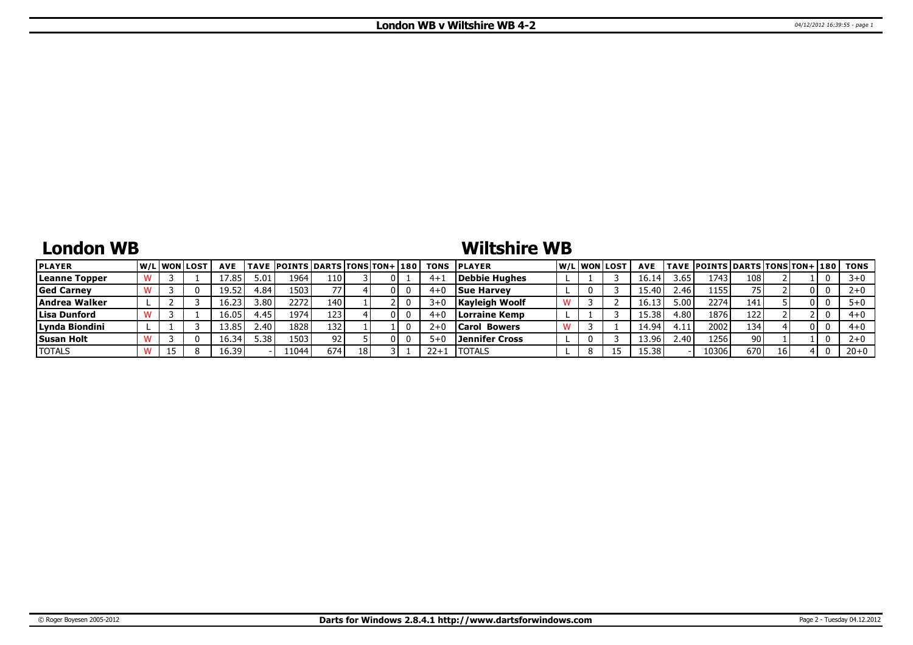# London WB v Wiltshire WB 4-2

## London WB

| PLAYER | W/L | WON | LOST | AVE | TAVE | POINTS | DARTS | TONS | TON+ | 180 | TONS |
|---|---|---|---|---|---|---|---|---|---|---|---|
| Leanne Topper | W | 3 | 1 | 17.85 | 5.01 | 1964 | 110 | 3 | 0 | 1 | 4+1 |
| Ged Carney | W | 3 | 0 | 19.52 | 4.84 | 1503 | 77 | 4 | 0 | 0 | 4+0 |
| Andrea Walker | L | 2 | 3 | 16.23 | 3.80 | 2272 | 140 | 1 | 2 | 0 | 3+0 |
| Lisa Dunford | W | 3 | 1 | 16.05 | 4.45 | 1974 | 123 | 4 | 0 | 0 | 4+0 |
| Lynda Biondini | L | 1 | 3 | 13.85 | 2.40 | 1828 | 132 | 1 | 1 | 0 | 2+0 |
| Susan Holt | W | 3 | 0 | 16.34 | 5.38 | 1503 | 92 | 5 | 0 | 0 | 5+0 |
| TOTALS | W | 15 | 8 | 16.39 | - | 11044 | 674 | 18 | 3 | 1 | 22+1 |

## Wiltshire WB

| PLAYER | W/L | WON | LOST | AVE | TAVE | POINTS | DARTS | TONS | TON+ | 180 | TONS |
|---|---|---|---|---|---|---|---|---|---|---|---|
| Debbie Hughes | L | 1 | 3 | 16.14 | 3.65 | 1743 | 108 | 2 | 1 | 0 | 3+0 |
| Sue Harvey | L | 0 | 3 | 15.40 | 2.46 | 1155 | 75 | 2 | 0 | 0 | 2+0 |
| Kayleigh Woolf | W | 3 | 2 | 16.13 | 5.00 | 2274 | 141 | 5 | 0 | 0 | 5+0 |
| Lorraine Kemp | L | 1 | 3 | 15.38 | 4.80 | 1876 | 122 | 2 | 2 | 0 | 4+0 |
| Carol Bowers | W | 3 | 1 | 14.94 | 4.11 | 2002 | 134 | 4 | 0 | 0 | 4+0 |
| Jennifer Cross | L | 0 | 3 | 13.96 | 2.40 | 1256 | 90 | 1 | 1 | 0 | 2+0 |
| TOTALS | L | 8 | 15 | 15.38 | - | 10306 | 670 | 16 | 4 | 0 | 20+0 |

© Roger Boyesen 2005-2012 **Darts for Windows 2.8.4.1 http://www.dartsforwindows.com**